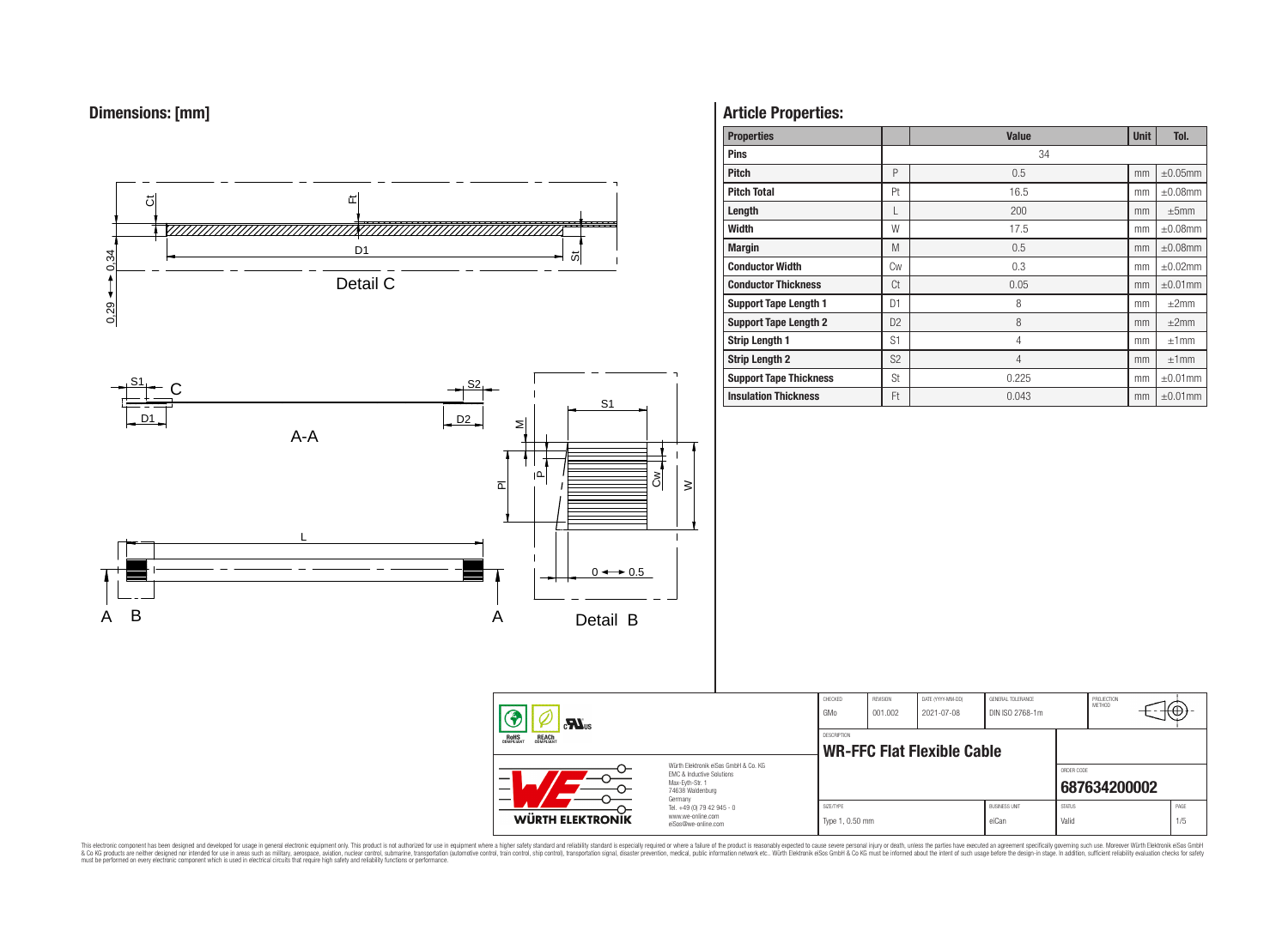## Dimensions: [mm]

Detail C

A-A

Detail B

## Article Properties:

| Properties | | Value | Unit | Tol. |
|---|---|---|---|---|
| Pins | | 34 | | |
| Pitch | P | 0.5 | mm | ±0.05mm |
| Pitch Total | Pt | 16.5 | mm | ±0.08mm |
| Length | L | 200 | mm | ±5mm |
| Width | W | 17.5 | mm | ±0.08mm |
| Margin | M | 0.5 | mm | ±0.08mm |
| Conductor Width | Cw | 0.3 | mm | ±0.02mm |
| Conductor Thickness | Ct | 0.05 | mm | ±0.01mm |
| Support Tape Length 1 | D1 | 8 | mm | ±2mm |
| Support Tape Length 2 | D2 | 8 | mm | ±2mm |
| Strip Length 1 | S1 | 4 | mm | ±1mm |
| Strip Length 2 | S2 | 4 | mm | ±1mm |
| Support Tape Thickness | St | 0.225 | mm | ±0.01mm |
| Insulation Thickness | Ft | 0.043 | mm | ±0.01mm |

| CHECKED | REVISION | DATE (YYYY-MM-DD) | GENERAL TOLERANCE | PROJECTION METHOD |
|---|---|---|---|---|
| GMo | 001.002 | 2021-07-08 | DIN ISO 2768-1m | |

DESCRIPTION: **WR-FFC Flat Flexible Cable**

ORDER CODE: **687634200002**

| SIZE/TYPE | BUSINESS UNIT | STATUS | PAGE |
|---|---|---|---|
| Type 1, 0.50 mm | eiCan | Valid | 1/5 |

Würth Elektronik eiSos GmbH & Co. KG
EMC & Inductive Solutions
Max-Eyth-Str. 1
74638 Waldenburg
Germany
Tel. +49 (0) 79 42 945 - 0
www.we-online.com
eiSos@we-online.com

WÜRTH ELEKTRONIK

This electronic component has been designed and developed for usage in general electronic equipment only. This product is not authorized for use in equipment where a higher safety standard and reliability standard is especially required or where a failure of the product is reasonably expected to cause severe personal injury or death, unless the parties have executed an agreement specifically governing such use. Moreover Würth Elektronik eiSos GmbH & Co KG products are neither designed nor intended for use in areas such as military, aerospace, aviation, nuclear control, submarine, transportation (automotive control, train control, ship control), transportation signal, disaster prevention, medical, public information network etc.. Würth Elektronik eiSos GmbH & Co KG must be informed about the intent of such usage before the design-in stage. In addition, sufficient reliability evaluation checks for safety must be performed on every electronic component which is used in electrical circuits that require high safety and reliability functions or performance.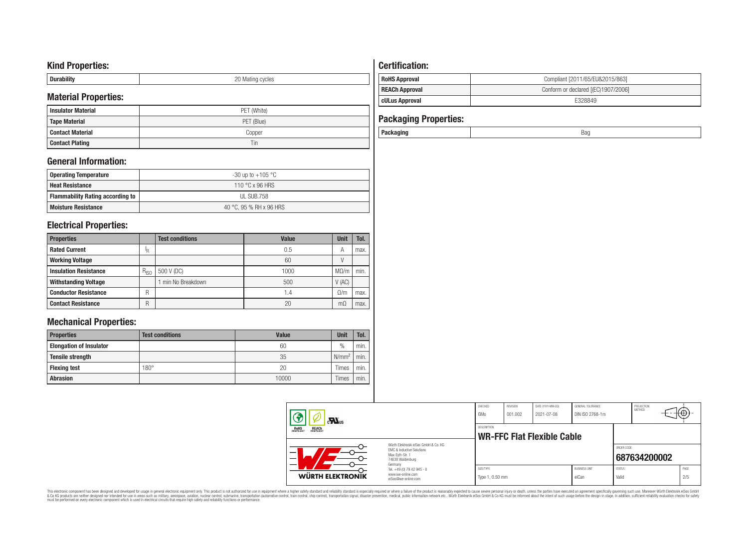## Kind Properties:

| Durability | 20 Mating cycles |
|---|---|

## Material Properties:

| Insulator Material | PET (White) |
|---|---|
| Tape Material | PET (Blue) |
| Contact Material | Copper |
| Contact Plating | Tin |

## General Information:

| Operating Temperature | -30 up to +105 °C |
|---|---|
| Heat Resistance | 110 °C x 96 HRS |
| Flammability Rating according to | UL SUB.758 |
| Moisture Resistance | 40 °C, 95 % RH x 96 HRS |

## Electrical Properties:

| Properties | | Test conditions | Value | Unit | Tol. |
|---|---|---|---|---|---|
| Rated Current | $I_R$ | | 0.5 | A | max. |
| Working Voltage | | | 60 | V | |
| Insulation Resistance | $R_{ISO}$ | 500 V (DC) | 1000 | MΩ/m | min. |
| Withstanding Voltage | | 1 min No Breakdown | 500 | V (AC) | |
| Conductor Resistance | R | | 1.4 | Ω/m | max. |
| Contact Resistance | R | | 20 | mΩ | max. |

## Mechanical Properties:

| Properties | Test conditions | Value | Unit | Tol. |
|---|---|---|---|---|
| Elongation of Insulator | | 60 | % | min. |
| Tensile strength | | 35 | $N/mm^2$ | min. |
| Flexing test | 180° | 20 | Times | min. |
| Abrasion | | 10000 | Times | min. |

## Certification:

| RoHS Approval | Compliant [2011/65/EU&2015/863] |
|---|---|
| REACh Approval | Conform or declared [(EC)1907/2006] |
| cULus Approval | E328849 |

## Packaging Properties:

| Packaging | Bag |
|---|---|

| CHECKED | REVISION | DATE (YYYY-MM-DD) | GENERAL TOLERANCE | PROJECTION METHOD |
|---|---|---|---|---|
| GMo | 001.002 | 2021-07-08 | DIN ISO 2768-1m | |

DESCRIPTION: **WR-FFC Flat Flexible Cable**

ORDER CODE: **687634200002**

| SIZE/TYPE | BUSINESS UNIT | STATUS | PAGE |
|---|---|---|---|
| Type 1, 0.50 mm | eiCan | Valid | 2/5 |

Würth Elektronik eiSos GmbH & Co. KG
EMC & Inductive Solutions
Max-Eyth-Str. 1
74638 Waldenburg
Germany
Tel. +49 (0) 79 42 945 - 0
www.we-online.com
eiSos@we-online.com

WÜRTH ELEKTRONIK

This electronic component has been designed and developed for usage in general electronic equipment only. This product is not authorized for use in equipment where a higher safety standard and reliability standard is especially required or where a failure of the product is reasonably expected to cause severe personal injury or death, unless the parties have executed an agreement specifically governing such use. Moreover Würth Elektronik eiSos GmbH & Co KG products are neither designed nor intended for use in areas such as military, aerospace, aviation, nuclear control, submarine, transportation (automotive control, train control, ship control), transportation signal, disaster prevention, medical, public information network etc.. Würth Elektronik eiSos GmbH & Co KG must be informed about the intent of such usage before the design-in stage. In addition, sufficient reliability evaluation checks for safety must be performed on every electronic component which is used in electrical circuits that require high safety and reliability functions or performance.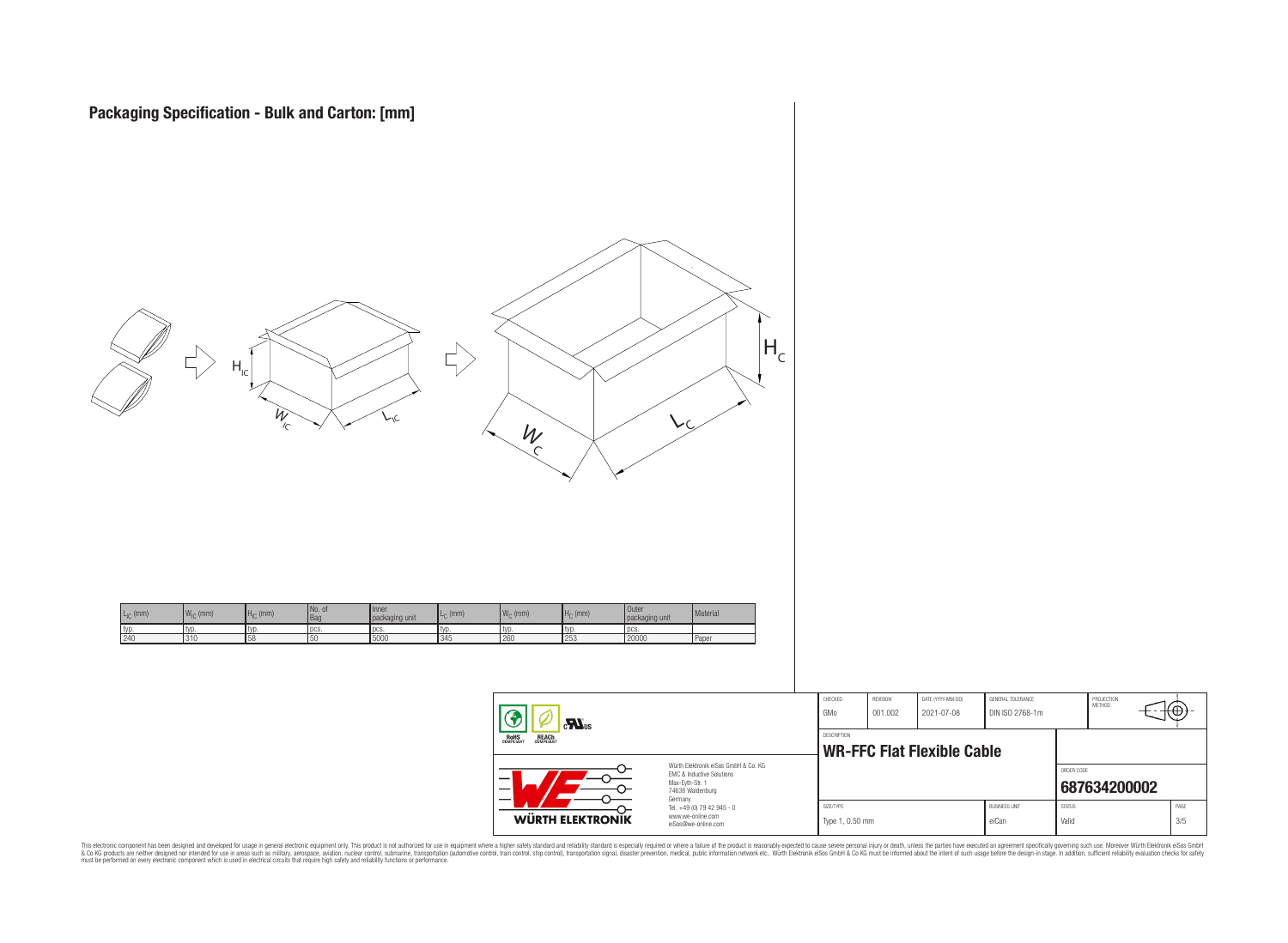# Packaging Specification - Bulk and Carton: [mm]

| $L_{IC}$ (mm) | $W_{IC}$ (mm) | $H_{IC}$ (mm) | No. of Bag | Inner packaging unit | $L_C$ (mm) | $W_C$ (mm) | $H_C$ (mm) | Outer packaging unit | Material |
|---|---|---|---|---|---|---|---|---|---|
| typ. | typ. | typ. | pcs. | pcs. | typ. | typ. | typ. | pcs. | |
| 240 | 310 | 58 | 50 | 5000 | 345 | 260 | 253 | 20000 | Paper |

| CHECKED | REVISION | DATE (YYYY-MM-DD) | GENERAL TOLERANCE | PROJECTION METHOD |
|---|---|---|---|---|
| GMo | 001.002 | 2021-07-08 | DIN ISO 2768-1m | |

DESCRIPTION
**WR-FFC Flat Flexible Cable**

ORDER CODE
**687634200002**

| SIZE/TYPE | BUSINESS UNIT | STATUS | PAGE |
|---|---|---|---|
| Type 1, 0.50 mm | eiCan | Valid | 3/5 |

Würth Elektronik eiSos GmbH & Co. KG
EMC & Inductive Solutions
Max-Eyth-Str. 1
74638 Waldenburg
Germany
Tel. +49 (0) 79 42 945 - 0
www.we-online.com
eiSos@we-online.com

This electronic component has been designed and developed for usage in general electronic equipment only. This product is not authorized for use in equipment where a higher safety standard and reliability standard is especially required or where a failure of the product is reasonably expected to cause severe personal injury or death, unless the parties have executed an agreement specifically governing such use. Moreover Würth Elektronik eiSos GmbH & Co KG products are neither designed nor intended for use in areas such as military, aerospace, aviation, nuclear control, submarine, transportation (automotive control, train control, ship control), transportation signal, disaster prevention, medical, public information network etc.. Würth Elektronik eiSos GmbH & Co KG must be informed about the intent of such usage before the design-in stage. In addition, sufficient reliability evaluation checks for safety must be performed on every electronic component which is used in electrical circuits that require high safety and reliability functions or performance.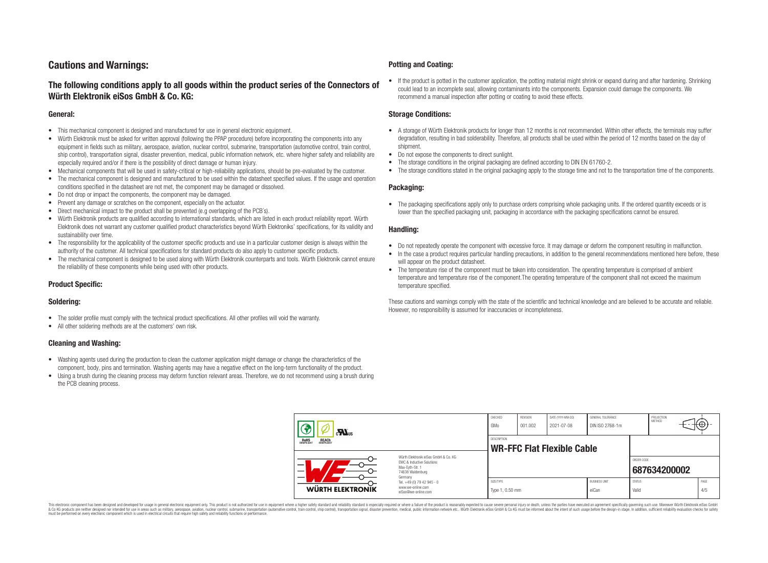# Cautions and Warnings:

## The following conditions apply to all goods within the product series of the Connectors of Würth Elektronik eiSos GmbH & Co. KG:

### General:

- This mechanical component is designed and manufactured for use in general electronic equipment.
- Würth Elektronik must be asked for written approval (following the PPAP procedure) before incorporating the components into any equipment in fields such as military, aerospace, aviation, nuclear control, submarine, transportation (automotive control, train control, ship control), transportation signal, disaster prevention, medical, public information network, etc. where higher safety and reliability are especially required and/or if there is the possibility of direct damage or human injury.
- Mechanical components that will be used in safety-critical or high-reliability applications, should be pre-evaluated by the customer.
- The mechanical component is designed and manufactured to be used within the datasheet specified values. If the usage and operation conditions specified in the datasheet are not met, the component may be damaged or dissolved.
- Do not drop or impact the components, the component may be damaged.
- Prevent any damage or scratches on the component, especially on the actuator.
- Direct mechanical impact to the product shall be prevented (e.g overlapping of the PCB´s).
- Würth Elektronik products are qualified according to international standards, which are listed in each product reliability report. Würth Elektronik does not warrant any customer qualified product characteristics beyond Würth Elektroniks' specifications, for its validity and sustainability over time.
- The responsibility for the applicability of the customer specific products and use in a particular customer design is always within the authority of the customer. All technical specifications for standard products do also apply to customer specific products.
- The mechanical component is designed to be used along with Würth Elektronik counterparts and tools. Würth Elektronik cannot ensure the reliability of these components while being used with other products.

### Product Specific:

### Soldering:

- The solder profile must comply with the technical product specifications. All other profiles will void the warranty.
- All other soldering methods are at the customers' own risk.

### Cleaning and Washing:

- Washing agents used during the production to clean the customer application might damage or change the characteristics of the component, body, pins and termination. Washing agents may have a negative effect on the long-term functionality of the product.
- Using a brush during the cleaning process may deform function relevant areas. Therefore, we do not recommend using a brush during the PCB cleaning process.

### Potting and Coating:

- If the product is potted in the customer application, the potting material might shrink or expand during and after hardening. Shrinking could lead to an incomplete seal, allowing contaminants into the components. Expansion could damage the components. We recommend a manual inspection after potting or coating to avoid these effects.

### Storage Conditions:

- A storage of Würth Elektronik products for longer than 12 months is not recommended. Within other effects, the terminals may suffer degradation, resulting in bad solderability. Therefore, all products shall be used within the period of 12 months based on the day of shipment.
- Do not expose the components to direct sunlight.
- The storage conditions in the original packaging are defined according to DIN EN 61760-2.
- The storage conditions stated in the original packaging apply to the storage time and not to the transportation time of the components.

### Packaging:

- The packaging specifications apply only to purchase orders comprising whole packaging units. If the ordered quantity exceeds or is lower than the specified packaging unit, packaging in accordance with the packaging specifications cannot be ensured.

### Handling:

- Do not repeatedly operate the component with excessive force. It may damage or deform the component resulting in malfunction.
- In the case a product requires particular handling precautions, in addition to the general recommendations mentioned here before, these will appear on the product datasheet.
- The temperature rise of the component must be taken into consideration. The operating temperature is comprised of ambient temperature and temperature rise of the component.The operating temperature of the component shall not exceed the maximum temperature specified.

These cautions and warnings comply with the state of the scientific and technical knowledge and are believed to be accurate and reliable. However, no responsibility is assumed for inaccuracies or incompleteness.

| CHECKED | REVISION | DATE (YYYY-MM-DD) | GENERAL TOLERANCE | PROJECTION METHOD |
|---|---|---|---|---|
| GMo | 001.002 | 2021-07-08 | DIN ISO 2768-1m | |
| DESCRIPTION | | | | |
| WR-FFC Flat Flexible Cable | | | | ORDER CODE: 687634200002 |
| SIZE/TYPE: Type 1, 0.50 mm | | | BUSINESS UNIT: eiCan | STATUS: Valid |

Würth Elektronik eiSos GmbH & Co. KG
EMC & Inductive Solutions
Max-Eyth-Str. 1
74638 Waldenburg
Germany
Tel. +49 (0) 79 42 945 - 0
www.we-online.com
eiSos@we-online.com

This electronic component has been designed and developed for usage in general electronic equipment only. This product is not authorized for use in equipment where a higher safety standard and reliability standard is especially required or where a failure of the product is reasonably expected to cause severe personal injury or death, unless the parties have executed an agreement specifically governing such use. Moreover Würth Elektronik eiSos GmbH & Co KG products are neither designed nor intended for use in areas such as military, aerospace, aviation, nuclear control, submarine, transportation (automotive control, train control, ship control), transportation signal, disaster prevention, medical, public information network etc.. Würth Elektronik eiSos GmbH & Co KG must be informed about the intent of such usage before the design-in stage. In addition, sufficient reliability evaluation checks for safety must be performed on every electronic component which is used in electrical circuits that require high safety and reliability functions or performance.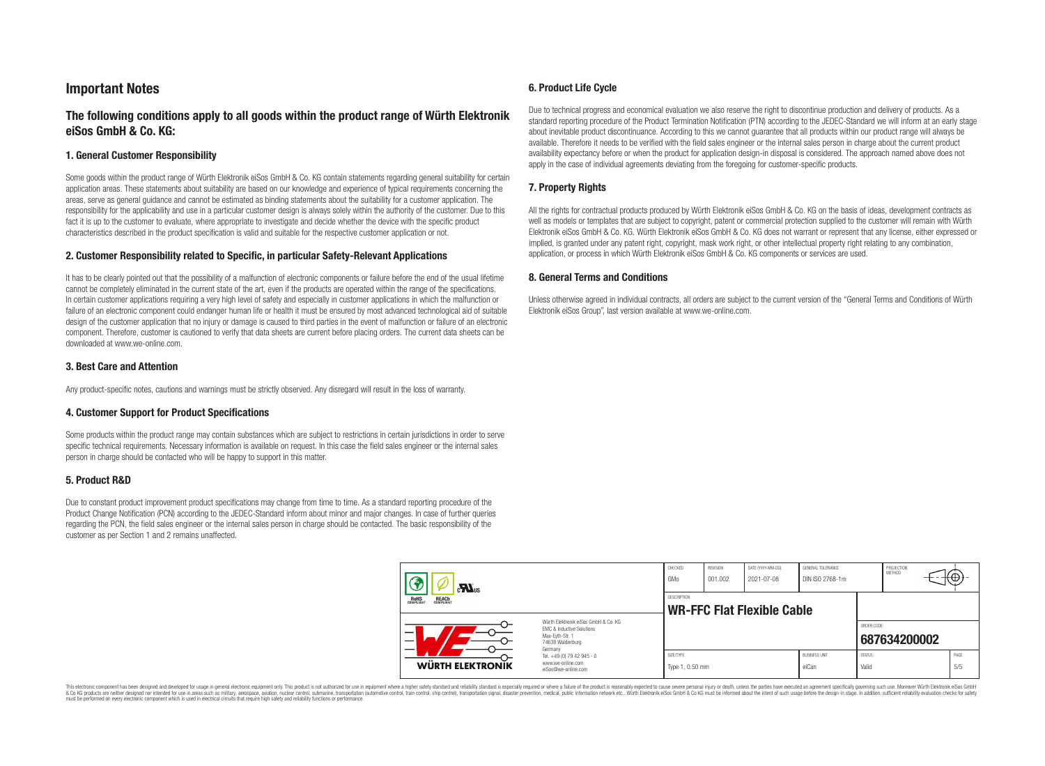# Important Notes

## The following conditions apply to all goods within the product range of Würth Elektronik eiSos GmbH & Co. KG:

### 1. General Customer Responsibility

Some goods within the product range of Würth Elektronik eiSos GmbH & Co. KG contain statements regarding general suitability for certain application areas. These statements about suitability are based on our knowledge and experience of typical requirements concerning the areas, serve as general guidance and cannot be estimated as binding statements about the suitability for a customer application. The responsibility for the applicability and use in a particular customer design is always solely within the authority of the customer. Due to this fact it is up to the customer to evaluate, where appropriate to investigate and decide whether the device with the specific product characteristics described in the product specification is valid and suitable for the respective customer application or not.

### 2. Customer Responsibility related to Specific, in particular Safety-Relevant Applications

It has to be clearly pointed out that the possibility of a malfunction of electronic components or failure before the end of the usual lifetime cannot be completely eliminated in the current state of the art, even if the products are operated within the range of the specifications. In certain customer applications requiring a very high level of safety and especially in customer applications in which the malfunction or failure of an electronic component could endanger human life or health it must be ensured by most advanced technological aid of suitable design of the customer application that no injury or damage is caused to third parties in the event of malfunction or failure of an electronic component. Therefore, customer is cautioned to verify that data sheets are current before placing orders. The current data sheets can be downloaded at www.we-online.com.

### 3. Best Care and Attention

Any product-specific notes, cautions and warnings must be strictly observed. Any disregard will result in the loss of warranty.

### 4. Customer Support for Product Specifications

Some products within the product range may contain substances which are subject to restrictions in certain jurisdictions in order to serve specific technical requirements. Necessary information is available on request. In this case the field sales engineer or the internal sales person in charge should be contacted who will be happy to support in this matter.

### 5. Product R&D

Due to constant product improvement product specifications may change from time to time. As a standard reporting procedure of the Product Change Notification (PCN) according to the JEDEC-Standard inform about minor and major changes. In case of further queries regarding the PCN, the field sales engineer or the internal sales person in charge should be contacted. The basic responsibility of the customer as per Section 1 and 2 remains unaffected.

### 6. Product Life Cycle

Due to technical progress and economical evaluation we also reserve the right to discontinue production and delivery of products. As a standard reporting procedure of the Product Termination Notification (PTN) according to the JEDEC-Standard we will inform at an early stage about inevitable product discontinuance. According to this we cannot guarantee that all products within our product range will always be available. Therefore it needs to be verified with the field sales engineer or the internal sales person in charge about the current product availability expectancy before or when the product for application design-in disposal is considered. The approach named above does not apply in the case of individual agreements deviating from the foregoing for customer-specific products.

### 7. Property Rights

All the rights for contractual products produced by Würth Elektronik eiSos GmbH & Co. KG on the basis of ideas, development contracts as well as models or templates that are subject to copyright, patent or commercial protection supplied to the customer will remain with Würth Elektronik eiSos GmbH & Co. KG. Würth Elektronik eiSos GmbH & Co. KG does not warrant or represent that any license, either expressed or implied, is granted under any patent right, copyright, mask work right, or other intellectual property right relating to any combination, application, or process in which Würth Elektronik eiSos GmbH & Co. KG components or services are used.

### 8. General Terms and Conditions

Unless otherwise agreed in individual contracts, all orders are subject to the current version of the "General Terms and Conditions of Würth Elektronik eiSos Group", last version available at www.we-online.com.

| | | | | | | | |
|---|---|---|---|---|---|---|---|
| CHECKED | GMo | REVISION | 001.002 | DATE (YYYY-MM-DD) | 2021-07-08 | GENERAL TOLERANCE | DIN ISO 2768-1m |
| DESCRIPTION | **WR-FFC Flat Flexible Cable** | | | | | | |
| Würth Elektronik eiSos GmbH & Co. KG, EMC & Inductive Solutions, Max-Eyth-Str. 1, 74638 Waldenburg, Germany, Tel. +49 (0) 79 42 945 - 0, www.we-online.com, eiSos@we-online.com | | | | ORDER CODE | **687634200002** | | |
| SIZE/TYPE | Type 1, 0.50 mm | BUSINESS UNIT | eiCan | STATUS | Valid | PAGE | 5/5 |

This electronic component has been designed and developed for usage in general electronic equipment only. This product is not authorized for use in equipment where a higher safety standard and reliability standard is especially required or where a failure of the product is reasonably expected to cause severe personal injury or death, unless the parties have executed an agreement specifically governing such use. Moreover Würth Elektronik eiSos GmbH & Co KG products are neither designed nor intended for use in areas such as military, aerospace, aviation, nuclear control, submarine, transportation (automotive control, train control, ship control), transportation signal, disaster prevention, medical, public information network etc.. Würth Elektronik eiSos GmbH & Co KG must be informed about the intent of such usage before the design-in stage. In addition, sufficient reliability evaluation checks for safety must be performed on every electronic component which is used in electrical circuits that require high safety and reliability functions or performance.